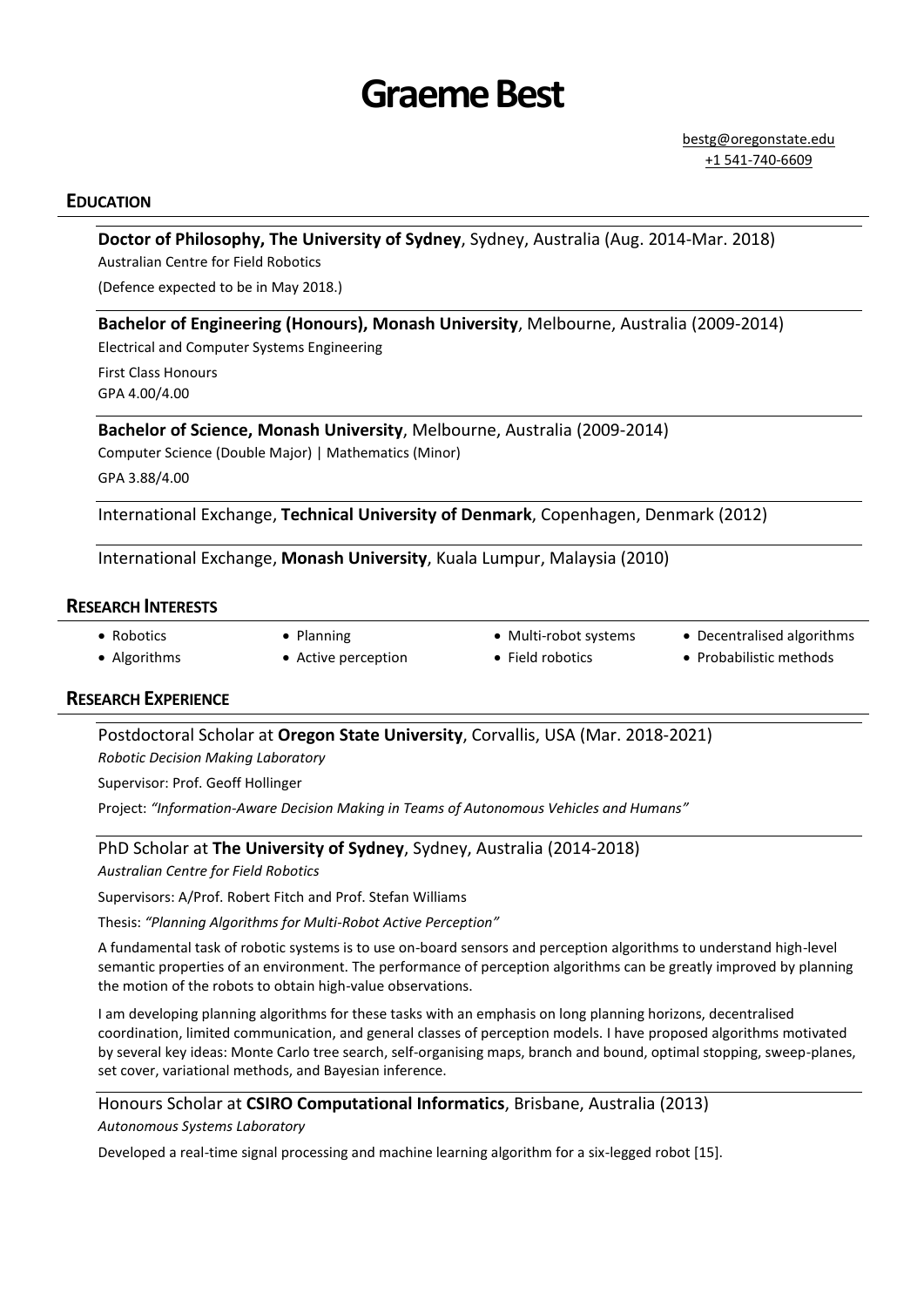# Graeme Best

bestg@oregonstate.edu
+1 541-740-6609

## Education

**Doctor of Philosophy, The University of Sydney**, Sydney, Australia (Aug. 2014-Mar. 2018)

Australian Centre for Field Robotics

(Defence expected to be in May 2018.)

**Bachelor of Engineering (Honours), Monash University**, Melbourne, Australia (2009-2014)

Electrical and Computer Systems Engineering

First Class Honours
GPA 4.00/4.00

**Bachelor of Science, Monash University**, Melbourne, Australia (2009-2014)

Computer Science (Double Major) | Mathematics (Minor)

GPA 3.88/4.00

International Exchange, **Technical University of Denmark**, Copenhagen, Denmark (2012)

International Exchange, **Monash University**, Kuala Lumpur, Malaysia (2010)

## Research Interests

- Robotics
- Algorithms
- Planning
- Active perception
- Multi-robot systems
- Field robotics
- Decentralised algorithms
- Probabilistic methods

## Research Experience

Postdoctoral Scholar at **Oregon State University**, Corvallis, USA (Mar. 2018-2021)

*Robotic Decision Making Laboratory*

Supervisor: Prof. Geoff Hollinger

Project: *"Information-Aware Decision Making in Teams of Autonomous Vehicles and Humans"*

PhD Scholar at **The University of Sydney**, Sydney, Australia (2014-2018)

*Australian Centre for Field Robotics*

Supervisors: A/Prof. Robert Fitch and Prof. Stefan Williams

Thesis: *"Planning Algorithms for Multi-Robot Active Perception"*

A fundamental task of robotic systems is to use on-board sensors and perception algorithms to understand high-level semantic properties of an environment. The performance of perception algorithms can be greatly improved by planning the motion of the robots to obtain high-value observations.

I am developing planning algorithms for these tasks with an emphasis on long planning horizons, decentralised coordination, limited communication, and general classes of perception models. I have proposed algorithms motivated by several key ideas: Monte Carlo tree search, self-organising maps, branch and bound, optimal stopping, sweep-planes, set cover, variational methods, and Bayesian inference.

Honours Scholar at **CSIRO Computational Informatics**, Brisbane, Australia (2013)

*Autonomous Systems Laboratory*

Developed a real-time signal processing and machine learning algorithm for a six-legged robot [15].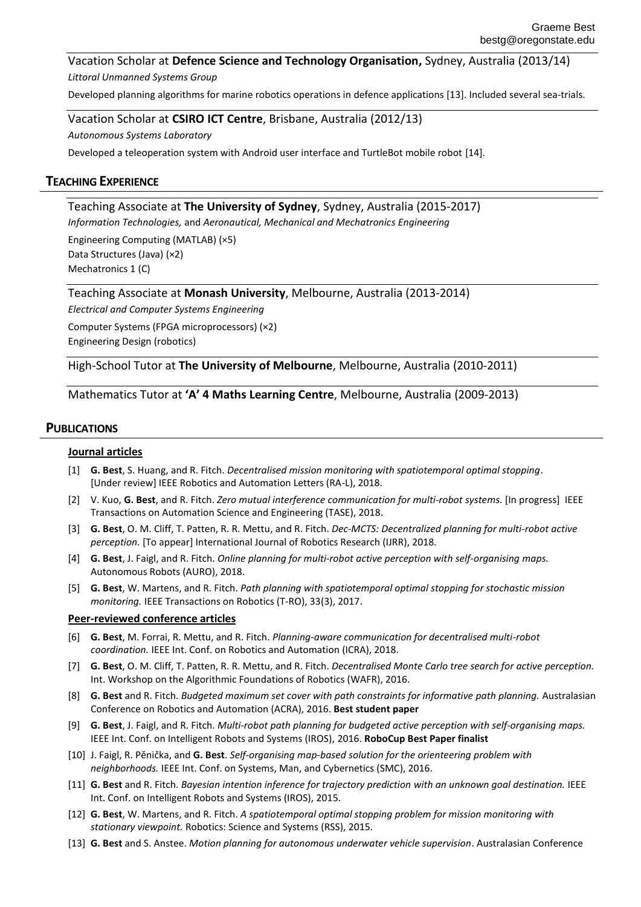Vacation Scholar at **Defence Science and Technology Organisation,** Sydney, Australia (2013/14)

*Littoral Unmanned Systems Group*

Developed planning algorithms for marine robotics operations in defence applications [13]. Included several sea-trials.

Vacation Scholar at **CSIRO ICT Centre**, Brisbane, Australia (2012/13)

*Autonomous Systems Laboratory*

Developed a teleoperation system with Android user interface and TurtleBot mobile robot [14].

## TEACHING EXPERIENCE

Teaching Associate at **The University of Sydney**, Sydney, Australia (2015-2017)

*Information Technologies,* and *Aeronautical, Mechanical and Mechatronics Engineering*

Engineering Computing (MATLAB) (×5)
Data Structures (Java) (×2)
Mechatronics 1 (C)

Teaching Associate at **Monash University**, Melbourne, Australia (2013-2014)

*Electrical and Computer Systems Engineering*

Computer Systems (FPGA microprocessors) (×2)
Engineering Design (robotics)

High-School Tutor at **The University of Melbourne**, Melbourne, Australia (2010-2011)

Mathematics Tutor at **'A' 4 Maths Learning Centre**, Melbourne, Australia (2009-2013)

## PUBLICATIONS

### Journal articles

[1] **G. Best**, S. Huang, and R. Fitch. *Decentralised mission monitoring with spatiotemporal optimal stopping*. [Under review] IEEE Robotics and Automation Letters (RA-L), 2018.

[2] V. Kuo, **G. Best**, and R. Fitch. *Zero mutual interference communication for multi-robot systems.* [In progress] IEEE Transactions on Automation Science and Engineering (TASE), 2018.

[3] **G. Best**, O. M. Cliff, T. Patten, R. R. Mettu, and R. Fitch. *Dec-MCTS: Decentralized planning for multi-robot active perception.* [To appear] International Journal of Robotics Research (IJRR), 2018.

[4] **G. Best**, J. Faigl, and R. Fitch. *Online planning for multi-robot active perception with self-organising maps.* Autonomous Robots (AURO), 2018.

[5] **G. Best**, W. Martens, and R. Fitch. *Path planning with spatiotemporal optimal stopping for stochastic mission monitoring.* IEEE Transactions on Robotics (T-RO), 33(3), 2017.

### Peer-reviewed conference articles

[6] **G. Best**, M. Forrai, R. Mettu, and R. Fitch. *Planning-aware communication for decentralised multi-robot coordination.* IEEE Int. Conf. on Robotics and Automation (ICRA), 2018.

[7] **G. Best**, O. M. Cliff, T. Patten, R. R. Mettu, and R. Fitch. *Decentralised Monte Carlo tree search for active perception.* Int. Workshop on the Algorithmic Foundations of Robotics (WAFR), 2016.

[8] **G. Best** and R. Fitch. *Budgeted maximum set cover with path constraints for informative path planning.* Australasian Conference on Robotics and Automation (ACRA), 2016. **Best student paper**

[9] **G. Best**, J. Faigl, and R. Fitch. *Multi-robot path planning for budgeted active perception with self-organising maps.* IEEE Int. Conf. on Intelligent Robots and Systems (IROS), 2016. **RoboCup Best Paper finalist**

[10] J. Faigl, R. Pěnička, and **G. Best**. *Self-organising map-based solution for the orienteering problem with neighborhoods.* IEEE Int. Conf. on Systems, Man, and Cybernetics (SMC), 2016.

[11] **G. Best** and R. Fitch. *Bayesian intention inference for trajectory prediction with an unknown goal destination.* IEEE Int. Conf. on Intelligent Robots and Systems (IROS), 2015.

[12] **G. Best**, W. Martens, and R. Fitch. *A spatiotemporal optimal stopping problem for mission monitoring with stationary viewpoint.* Robotics: Science and Systems (RSS), 2015.

[13] **G. Best** and S. Anstee. *Motion planning for autonomous underwater vehicle supervision*. Australasian Conference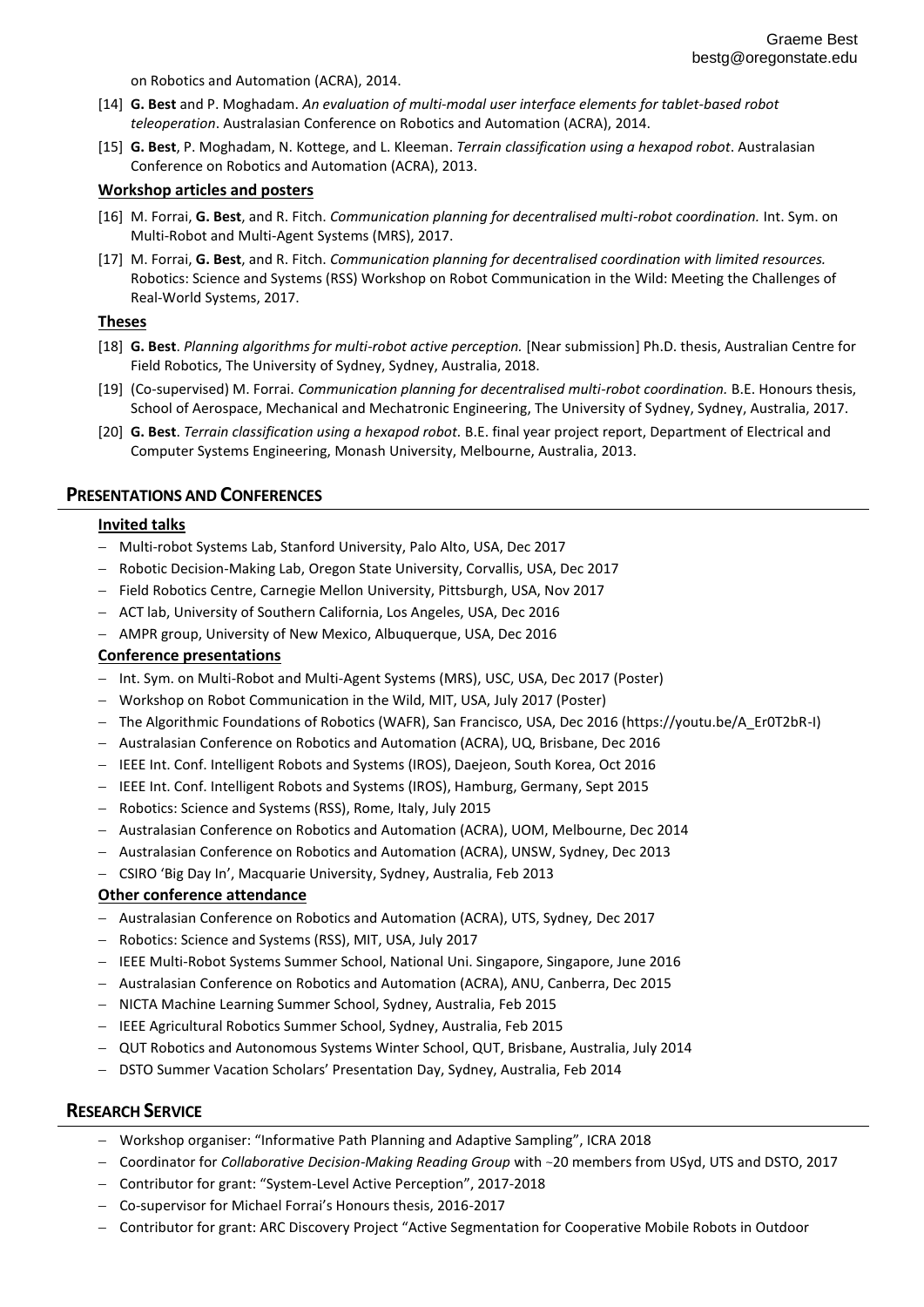on Robotics and Automation (ACRA), 2014.

[14] **G. Best** and P. Moghadam. *An evaluation of multi-modal user interface elements for tablet-based robot teleoperation*. Australasian Conference on Robotics and Automation (ACRA), 2014.

[15] **G. Best**, P. Moghadam, N. Kottege, and L. Kleeman. *Terrain classification using a hexapod robot*. Australasian Conference on Robotics and Automation (ACRA), 2013.

### Workshop articles and posters

[16] M. Forrai, **G. Best**, and R. Fitch. *Communication planning for decentralised multi-robot coordination.* Int. Sym. on Multi-Robot and Multi-Agent Systems (MRS), 2017.

[17] M. Forrai, **G. Best**, and R. Fitch. *Communication planning for decentralised coordination with limited resources.* Robotics: Science and Systems (RSS) Workshop on Robot Communication in the Wild: Meeting the Challenges of Real-World Systems, 2017.

### Theses

[18] **G. Best**. *Planning algorithms for multi-robot active perception.* [Near submission] Ph.D. thesis, Australian Centre for Field Robotics, The University of Sydney, Sydney, Australia, 2018.

[19] (Co-supervised) M. Forrai. *Communication planning for decentralised multi-robot coordination.* B.E. Honours thesis, School of Aerospace, Mechanical and Mechatronic Engineering, The University of Sydney, Sydney, Australia, 2017.

[20] **G. Best**. *Terrain classification using a hexapod robot.* B.E. final year project report, Department of Electrical and Computer Systems Engineering, Monash University, Melbourne, Australia, 2013.

## PRESENTATIONS AND CONFERENCES

### Invited talks

- Multi-robot Systems Lab, Stanford University, Palo Alto, USA, Dec 2017
- Robotic Decision-Making Lab, Oregon State University, Corvallis, USA, Dec 2017
- Field Robotics Centre, Carnegie Mellon University, Pittsburgh, USA, Nov 2017
- ACT lab, University of Southern California, Los Angeles, USA, Dec 2016
- AMPR group, University of New Mexico, Albuquerque, USA, Dec 2016

### Conference presentations

- Int. Sym. on Multi-Robot and Multi-Agent Systems (MRS), USC, USA, Dec 2017 (Poster)
- Workshop on Robot Communication in the Wild, MIT, USA, July 2017 (Poster)
- The Algorithmic Foundations of Robotics (WAFR), San Francisco, USA, Dec 2016 (https://youtu.be/A_Er0T2bR-I)
- Australasian Conference on Robotics and Automation (ACRA), UQ, Brisbane, Dec 2016
- IEEE Int. Conf. Intelligent Robots and Systems (IROS), Daejeon, South Korea, Oct 2016
- IEEE Int. Conf. Intelligent Robots and Systems (IROS), Hamburg, Germany, Sept 2015
- Robotics: Science and Systems (RSS), Rome, Italy, July 2015
- Australasian Conference on Robotics and Automation (ACRA), UOM, Melbourne, Dec 2014
- Australasian Conference on Robotics and Automation (ACRA), UNSW, Sydney, Dec 2013
- CSIRO 'Big Day In', Macquarie University, Sydney, Australia, Feb 2013

### Other conference attendance

- Australasian Conference on Robotics and Automation (ACRA), UTS, Sydney, Dec 2017
- Robotics: Science and Systems (RSS), MIT, USA, July 2017
- IEEE Multi-Robot Systems Summer School, National Uni. Singapore, Singapore, June 2016
- Australasian Conference on Robotics and Automation (ACRA), ANU, Canberra, Dec 2015
- NICTA Machine Learning Summer School, Sydney, Australia, Feb 2015
- IEEE Agricultural Robotics Summer School, Sydney, Australia, Feb 2015
- QUT Robotics and Autonomous Systems Winter School, QUT, Brisbane, Australia, July 2014
- DSTO Summer Vacation Scholars' Presentation Day, Sydney, Australia, Feb 2014

## RESEARCH SERVICE

- Workshop organiser: "Informative Path Planning and Adaptive Sampling", ICRA 2018
- Coordinator for *Collaborative Decision-Making Reading Group* with ~20 members from USyd, UTS and DSTO, 2017
- Contributor for grant: "System-Level Active Perception", 2017-2018
- Co-supervisor for Michael Forrai's Honours thesis, 2016-2017
- Contributor for grant: ARC Discovery Project "Active Segmentation for Cooperative Mobile Robots in Outdoor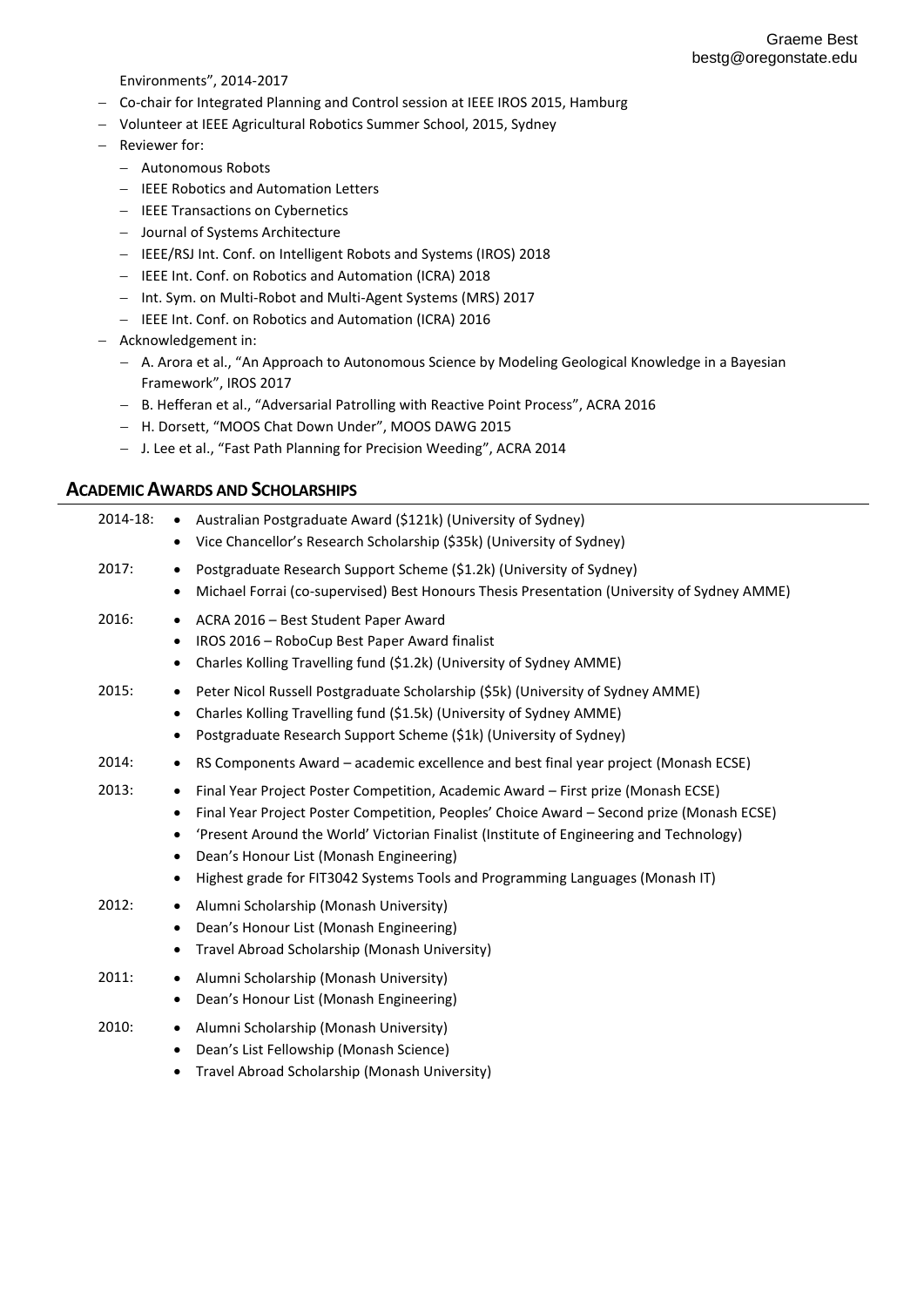Environments", 2014-2017

- Co-chair for Integrated Planning and Control session at IEEE IROS 2015, Hamburg
- Volunteer at IEEE Agricultural Robotics Summer School, 2015, Sydney
- Reviewer for:
  - Autonomous Robots
  - IEEE Robotics and Automation Letters
  - IEEE Transactions on Cybernetics
  - Journal of Systems Architecture
  - IEEE/RSJ Int. Conf. on Intelligent Robots and Systems (IROS) 2018
  - IEEE Int. Conf. on Robotics and Automation (ICRA) 2018
  - Int. Sym. on Multi-Robot and Multi-Agent Systems (MRS) 2017
  - IEEE Int. Conf. on Robotics and Automation (ICRA) 2016
- Acknowledgement in:
  - A. Arora et al., "An Approach to Autonomous Science by Modeling Geological Knowledge in a Bayesian Framework", IROS 2017
  - B. Hefferan et al., "Adversarial Patrolling with Reactive Point Process", ACRA 2016
  - H. Dorsett, "MOOS Chat Down Under", MOOS DAWG 2015
  - J. Lee et al., "Fast Path Planning for Precision Weeding", ACRA 2014

## ACADEMIC AWARDS AND SCHOLARSHIPS

**2014-18:**
- Australian Postgraduate Award ($121k) (University of Sydney)
- Vice Chancellor's Research Scholarship ($35k) (University of Sydney)

**2017:**
- Postgraduate Research Support Scheme ($1.2k) (University of Sydney)
- Michael Forrai (co-supervised) Best Honours Thesis Presentation (University of Sydney AMME)

**2016:**
- ACRA 2016 – Best Student Paper Award
- IROS 2016 – RoboCup Best Paper Award finalist
- Charles Kolling Travelling fund ($1.2k) (University of Sydney AMME)

**2015:**
- Peter Nicol Russell Postgraduate Scholarship ($5k) (University of Sydney AMME)
- Charles Kolling Travelling fund ($1.5k) (University of Sydney AMME)
- Postgraduate Research Support Scheme ($1k) (University of Sydney)

**2014:**
- RS Components Award – academic excellence and best final year project (Monash ECSE)

**2013:**
- Final Year Project Poster Competition, Academic Award – First prize (Monash ECSE)
- Final Year Project Poster Competition, Peoples' Choice Award – Second prize (Monash ECSE)
- 'Present Around the World' Victorian Finalist (Institute of Engineering and Technology)
- Dean's Honour List (Monash Engineering)
- Highest grade for FIT3042 Systems Tools and Programming Languages (Monash IT)

**2012:**
- Alumni Scholarship (Monash University)
- Dean's Honour List (Monash Engineering)
- Travel Abroad Scholarship (Monash University)

**2011:**
- Alumni Scholarship (Monash University)
- Dean's Honour List (Monash Engineering)

**2010:**
- Alumni Scholarship (Monash University)
- Dean's List Fellowship (Monash Science)
- Travel Abroad Scholarship (Monash University)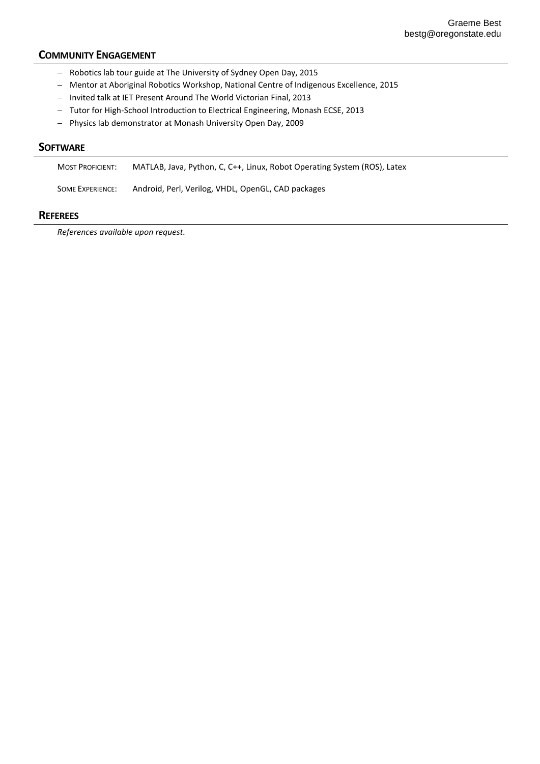## Community Engagement

- Robotics lab tour guide at The University of Sydney Open Day, 2015
- Mentor at Aboriginal Robotics Workshop, National Centre of Indigenous Excellence, 2015
- Invited talk at IET Present Around The World Victorian Final, 2013
- Tutor for High-School Introduction to Electrical Engineering, Monash ECSE, 2013
- Physics lab demonstrator at Monash University Open Day, 2009

## Software

| | |
|---|---|
| Most Proficient: | MATLAB, Java, Python, C, C++, Linux, Robot Operating System (ROS), Latex |
| Some Experience: | Android, Perl, Verilog, VHDL, OpenGL, CAD packages |

## Referees

*References available upon request.*